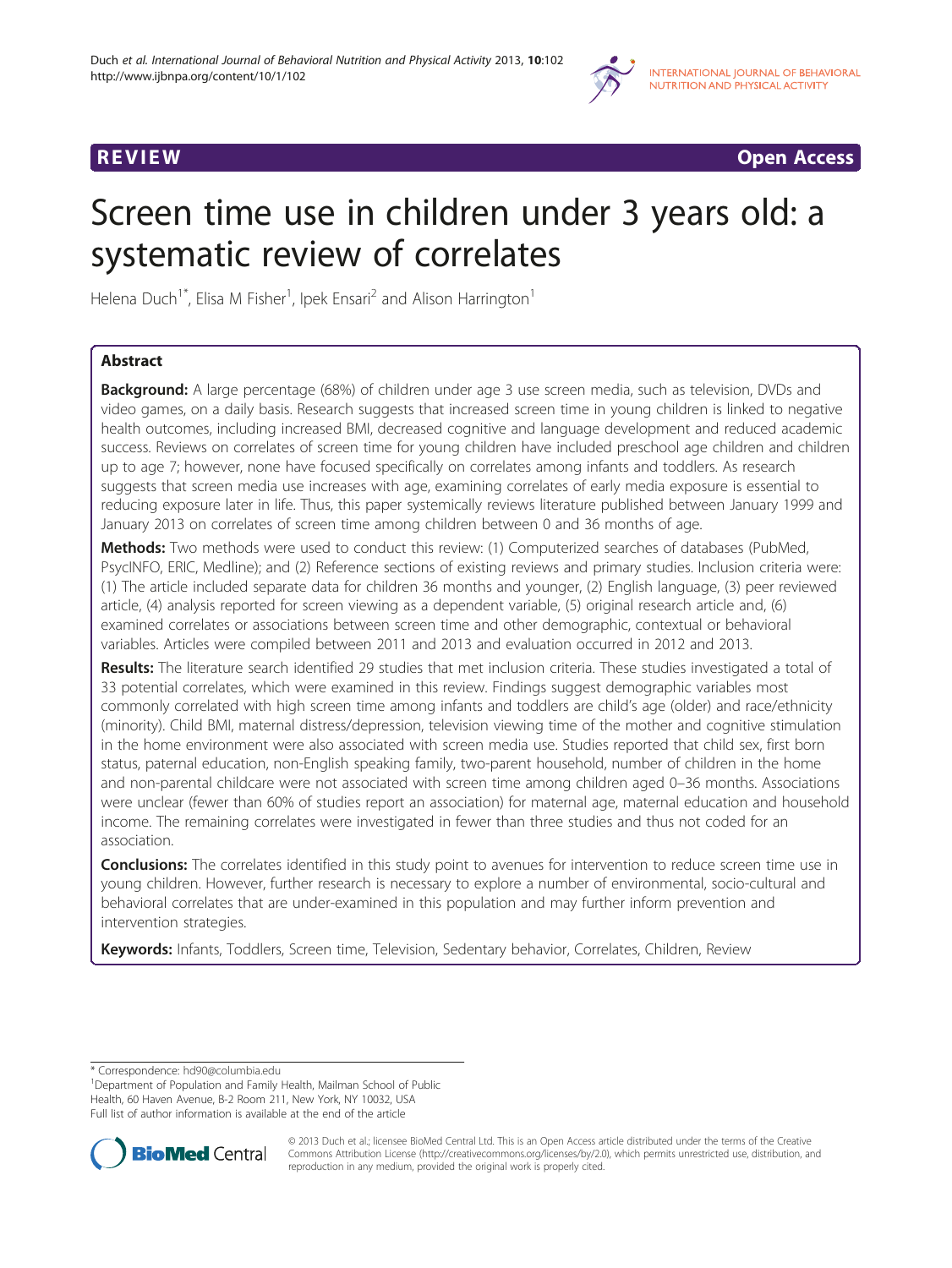REVIEW Open Access

# Screen time use in children under 3 years old: a systematic review of correlates

Helena Duch[1*], Elisa M Fisher[1], Ipek Ensari[2] and Alison Harrington[1]

## Abstract

**Background:** A large percentage (68%) of children under age 3 use screen media, such as television, DVDs and video games, on a daily basis. Research suggests that increased screen time in young children is linked to negative health outcomes, including increased BMI, decreased cognitive and language development and reduced academic success. Reviews on correlates of screen time for young children have included preschool age children and children up to age 7; however, none have focused specifically on correlates among infants and toddlers. As research suggests that screen media use increases with age, examining correlates of early media exposure is essential to reducing exposure later in life. Thus, this paper systemically reviews literature published between January 1999 and January 2013 on correlates of screen time among children between 0 and 36 months of age.

**Methods:** Two methods were used to conduct this review: (1) Computerized searches of databases (PubMed, PsycINFO, ERIC, Medline); and (2) Reference sections of existing reviews and primary studies. Inclusion criteria were: (1) The article included separate data for children 36 months and younger, (2) English language, (3) peer reviewed article, (4) analysis reported for screen viewing as a dependent variable, (5) original research article and, (6) examined correlates or associations between screen time and other demographic, contextual or behavioral variables. Articles were compiled between 2011 and 2013 and evaluation occurred in 2012 and 2013.

**Results:** The literature search identified 29 studies that met inclusion criteria. These studies investigated a total of 33 potential correlates, which were examined in this review. Findings suggest demographic variables most commonly correlated with high screen time among infants and toddlers are child's age (older) and race/ethnicity (minority). Child BMI, maternal distress/depression, television viewing time of the mother and cognitive stimulation in the home environment were also associated with screen media use. Studies reported that child sex, first born status, paternal education, non-English speaking family, two-parent household, number of children in the home and non-parental childcare were not associated with screen time among children aged 0–36 months. Associations were unclear (fewer than 60% of studies report an association) for maternal age, maternal education and household income. The remaining correlates were investigated in fewer than three studies and thus not coded for an association.

**Conclusions:** The correlates identified in this study point to avenues for intervention to reduce screen time use in young children. However, further research is necessary to explore a number of environmental, socio-cultural and behavioral correlates that are under-examined in this population and may further inform prevention and intervention strategies.

**Keywords:** Infants, Toddlers, Screen time, Television, Sedentary behavior, Correlates, Children, Review

---

\* Correspondence: hd90@columbia.edu

[1]Department of Population and Family Health, Mailman School of Public Health, 60 Haven Avenue, B-2 Room 211, New York, NY 10032, USA

Full list of author information is available at the end of the article

© 2013 Duch et al.; licensee BioMed Central Ltd. This is an Open Access article distributed under the terms of the Creative Commons Attribution License (http://creativecommons.org/licenses/by/2.0), which permits unrestricted use, distribution, and reproduction in any medium, provided the original work is properly cited.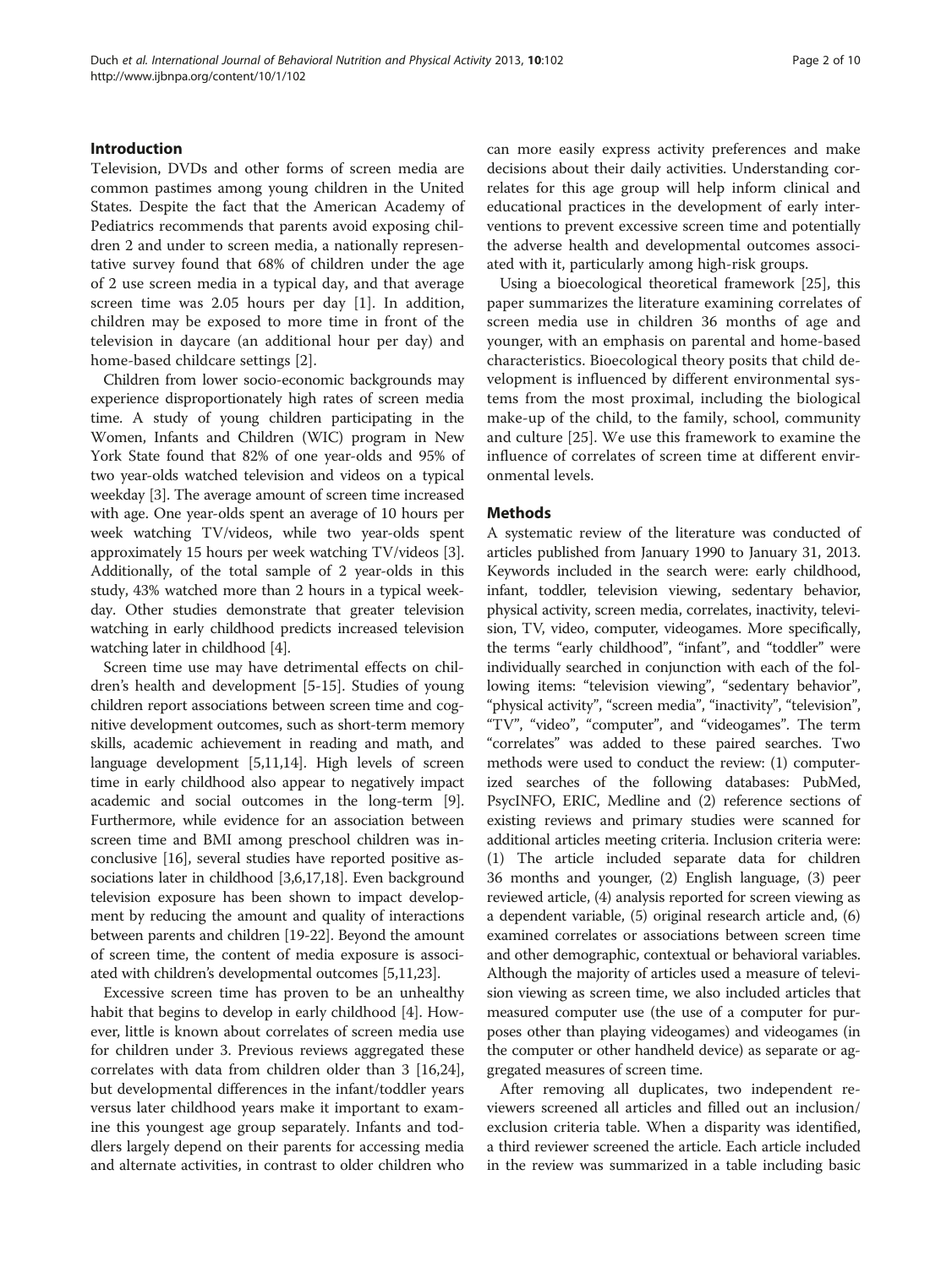## Introduction

Television, DVDs and other forms of screen media are common pastimes among young children in the United States. Despite the fact that the American Academy of Pediatrics recommends that parents avoid exposing children 2 and under to screen media, a nationally representative survey found that 68% of children under the age of 2 use screen media in a typical day, and that average screen time was 2.05 hours per day [1]. In addition, children may be exposed to more time in front of the television in daycare (an additional hour per day) and home-based childcare settings [2].

Children from lower socio-economic backgrounds may experience disproportionately high rates of screen media time. A study of young children participating in the Women, Infants and Children (WIC) program in New York State found that 82% of one year-olds and 95% of two year-olds watched television and videos on a typical weekday [3]. The average amount of screen time increased with age. One year-olds spent an average of 10 hours per week watching TV/videos, while two year-olds spent approximately 15 hours per week watching TV/videos [3]. Additionally, of the total sample of 2 year-olds in this study, 43% watched more than 2 hours in a typical weekday. Other studies demonstrate that greater television watching in early childhood predicts increased television watching later in childhood [4].

Screen time use may have detrimental effects on children's health and development [5-15]. Studies of young children report associations between screen time and cognitive development outcomes, such as short-term memory skills, academic achievement in reading and math, and language development [5,11,14]. High levels of screen time in early childhood also appear to negatively impact academic and social outcomes in the long-term [9]. Furthermore, while evidence for an association between screen time and BMI among preschool children was inconclusive [16], several studies have reported positive associations later in childhood [3,6,17,18]. Even background television exposure has been shown to impact development by reducing the amount and quality of interactions between parents and children [19-22]. Beyond the amount of screen time, the content of media exposure is associated with children's developmental outcomes [5,11,23].

Excessive screen time has proven to be an unhealthy habit that begins to develop in early childhood [4]. However, little is known about correlates of screen media use for children under 3. Previous reviews aggregated these correlates with data from children older than 3 [16,24], but developmental differences in the infant/toddler years versus later childhood years make it important to examine this youngest age group separately. Infants and toddlers largely depend on their parents for accessing media and alternate activities, in contrast to older children who can more easily express activity preferences and make decisions about their daily activities. Understanding correlates for this age group will help inform clinical and educational practices in the development of early interventions to prevent excessive screen time and potentially the adverse health and developmental outcomes associated with it, particularly among high-risk groups.

Using a bioecological theoretical framework [25], this paper summarizes the literature examining correlates of screen media use in children 36 months of age and younger, with an emphasis on parental and home-based characteristics. Bioecological theory posits that child development is influenced by different environmental systems from the most proximal, including the biological make-up of the child, to the family, school, community and culture [25]. We use this framework to examine the influence of correlates of screen time at different environmental levels.

## Methods

A systematic review of the literature was conducted of articles published from January 1990 to January 31, 2013. Keywords included in the search were: early childhood, infant, toddler, television viewing, sedentary behavior, physical activity, screen media, correlates, inactivity, television, TV, video, computer, videogames. More specifically, the terms "early childhood", "infant", and "toddler" were individually searched in conjunction with each of the following items: "television viewing", "sedentary behavior", "physical activity", "screen media", "inactivity", "television", "TV", "video", "computer", and "videogames". The term "correlates" was added to these paired searches. Two methods were used to conduct the review: (1) computerized searches of the following databases: PubMed, PsycINFO, ERIC, Medline and (2) reference sections of existing reviews and primary studies were scanned for additional articles meeting criteria. Inclusion criteria were: (1) The article included separate data for children 36 months and younger, (2) English language, (3) peer reviewed article, (4) analysis reported for screen viewing as a dependent variable, (5) original research article and, (6) examined correlates or associations between screen time and other demographic, contextual or behavioral variables. Although the majority of articles used a measure of television viewing as screen time, we also included articles that measured computer use (the use of a computer for purposes other than playing videogames) and videogames (in the computer or other handheld device) as separate or aggregated measures of screen time.

After removing all duplicates, two independent reviewers screened all articles and filled out an inclusion/exclusion criteria table. When a disparity was identified, a third reviewer screened the article. Each article included in the review was summarized in a table including basic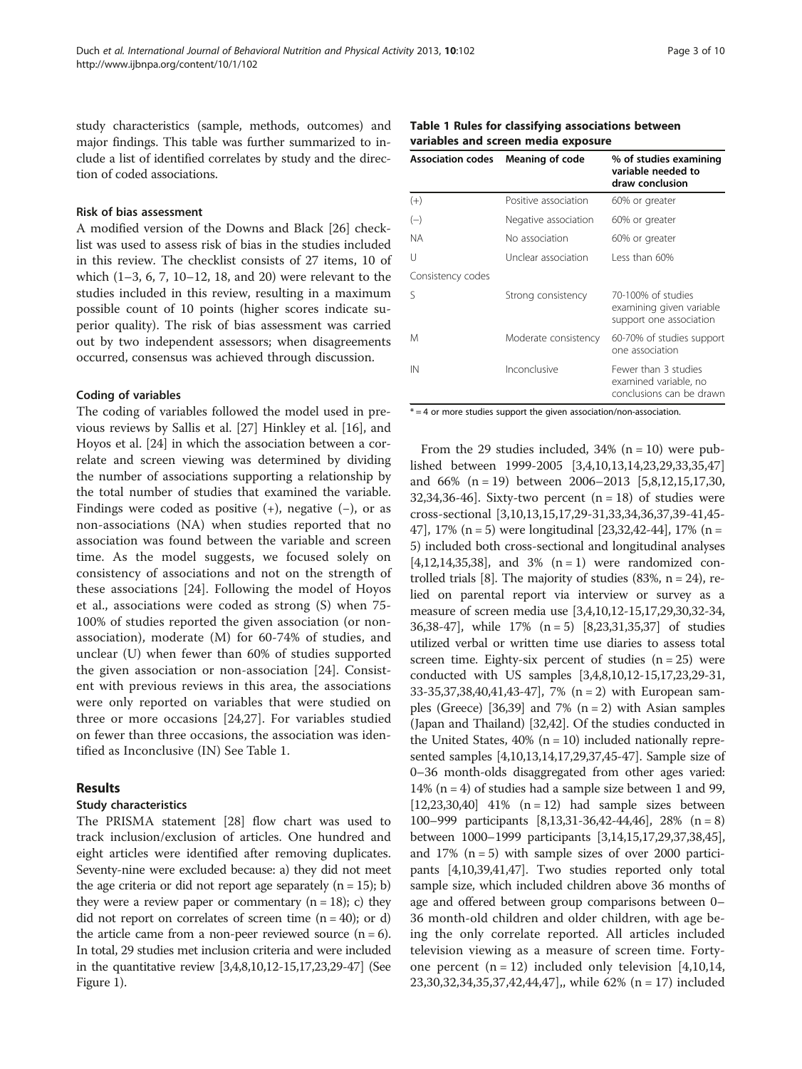study characteristics (sample, methods, outcomes) and major findings. This table was further summarized to include a list of identified correlates by study and the direction of coded associations.

### Risk of bias assessment

A modified version of the Downs and Black [26] checklist was used to assess risk of bias in the studies included in this review. The checklist consists of 27 items, 10 of which (1–3, 6, 7, 10–12, 18, and 20) were relevant to the studies included in this review, resulting in a maximum possible count of 10 points (higher scores indicate superior quality). The risk of bias assessment was carried out by two independent assessors; when disagreements occurred, consensus was achieved through discussion.

### Coding of variables

The coding of variables followed the model used in previous reviews by Sallis et al. [27] Hinkley et al. [16], and Hoyos et al. [24] in which the association between a correlate and screen viewing was determined by dividing the number of associations supporting a relationship by the total number of studies that examined the variable. Findings were coded as positive (+), negative (−), or as non-associations (NA) when studies reported that no association was found between the variable and screen time. As the model suggests, we focused solely on consistency of associations and not on the strength of these associations [24]. Following the model of Hoyos et al., associations were coded as strong (S) when 75-100% of studies reported the given association (or non-association), moderate (M) for 60-74% of studies, and unclear (U) when fewer than 60% of studies supported the given association or non-association [24]. Consistent with previous reviews in this area, the associations were only reported on variables that were studied on three or more occasions [24,27]. For variables studied on fewer than three occasions, the association was identified as Inconclusive (IN) See Table 1.

## Results

### Study characteristics

The PRISMA statement [28] flow chart was used to track inclusion/exclusion of articles. One hundred and eight articles were identified after removing duplicates. Seventy-nine were excluded because: a) they did not meet the age criteria or did not report age separately (n = 15); b) they were a review paper or commentary (n = 18); c) they did not report on correlates of screen time (n = 40); or d) the article came from a non-peer reviewed source (n = 6). In total, 29 studies met inclusion criteria and were included in the quantitative review [3,4,8,10,12-15,17,23,29-47] (See Figure 1).

**Table 1 Rules for classifying associations between variables and screen media exposure**

| Association codes | Meaning of code | % of studies examining variable needed to draw conclusion |
|---|---|---|
| (+) | Positive association | 60% or greater |
| (−) | Negative association | 60% or greater |
| NA | No association | 60% or greater |
| U | Unclear association | Less than 60% |
| Consistency codes | | |
| S | Strong consistency | 70-100% of studies examining given variable support one association |
| M | Moderate consistency | 60-70% of studies support one association |
| IN | Inconclusive | Fewer than 3 studies examined variable, no conclusions can be drawn |

* = 4 or more studies support the given association/non-association.

From the 29 studies included, 34% (n = 10) were published between 1999-2005 [3,4,10,13,14,23,29,33,35,47] and 66% (n = 19) between 2006–2013 [5,8,12,15,17,30,32,34,36-46]. Sixty-two percent (n = 18) of studies were cross-sectional [3,10,13,15,17,29-31,33,34,36,37,39-41,45-47], 17% (n = 5) were longitudinal [23,32,42-44], 17% (n = 5) included both cross-sectional and longitudinal analyses [4,12,14,35,38], and 3% (n = 1) were randomized controlled trials [8]. The majority of studies (83%, n = 24), relied on parental report via interview or survey as a measure of screen media use [3,4,10,12-15,17,29,30,32-34,36,38-47], while 17% (n = 5) [8,23,31,35,37] of studies utilized verbal or written time use diaries to assess total screen time. Eighty-six percent of studies (n = 25) were conducted with US samples [3,4,8,10,12-15,17,23,29-31,33-35,37,38,40,41,43-47], 7% (n = 2) with European samples (Greece) [36,39] and 7% (n = 2) with Asian samples (Japan and Thailand) [32,42]. Of the studies conducted in the United States, 40% (n = 10) included nationally represented samples [4,10,13,14,17,29,37,45-47]. Sample size of 0–36 month-olds disaggregated from other ages varied: 14% (n = 4) of studies had a sample size between 1 and 99, [12,23,30,40] 41% (n = 12) had sample sizes between 100–999 participants [8,13,31-36,42-44,46], 28% (n = 8) between 1000–1999 participants [3,14,15,17,29,37,38,45], and 17% (n = 5) with sample sizes of over 2000 participants [4,10,39,41,47]. Two studies reported only total sample size, which included children above 36 months of age and offered between group comparisons between 0–36 month-old children and older children, with age being the only correlate reported. All articles included television viewing as a measure of screen time. Forty-one percent (n = 12) included only television [4,10,14,23,30,32,34,35,37,42,44,47],, while 62% (n = 17) included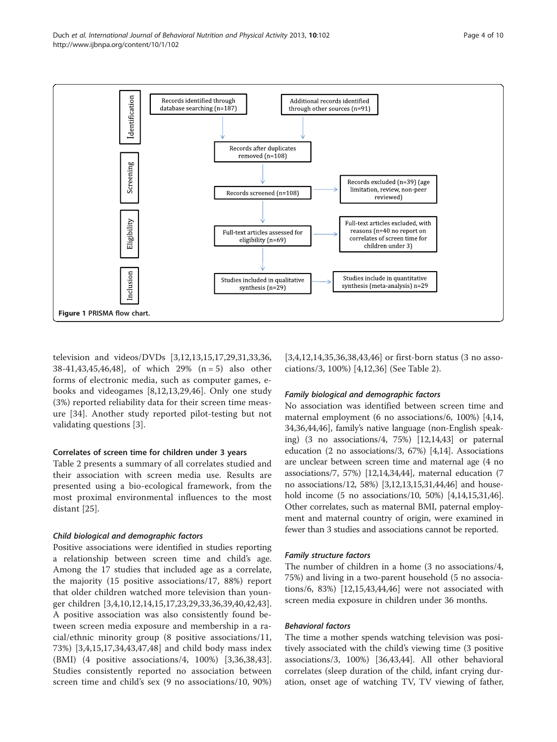Figure 1 PRISMA flow chart.

television and videos/DVDs [3,12,13,15,17,29,31,33,36, 38-41,43,45,46,48], of which 29% (n = 5) also other forms of electronic media, such as computer games, e-books and videogames [8,12,13,29,46]. Only one study (3%) reported reliability data for their screen time measure [34]. Another study reported pilot-testing but not validating questions [3].

### Correlates of screen time for children under 3 years

Table 2 presents a summary of all correlates studied and their association with screen media use. Results are presented using a bio-ecological framework, from the most proximal environmental influences to the most distant [25].

#### *Child biological and demographic factors*

Positive associations were identified in studies reporting a relationship between screen time and child's age. Among the 17 studies that included age as a correlate, the majority (15 positive associations/17, 88%) report that older children watched more television than younger children [3,4,10,12,14,15,17,23,29,33,36,39,40,42,43]. A positive association was also consistently found between screen media exposure and membership in a racial/ethnic minority group (8 positive associations/11, 73%) [3,4,15,17,34,43,47,48] and child body mass index (BMI) (4 positive associations/4, 100%) [3,36,38,43]. Studies consistently reported no association between screen time and child's sex (9 no associations/10, 90%) [3,4,12,14,35,36,38,43,46] or first-born status (3 no associations/3, 100%) [4,12,36] (See Table 2).

#### *Family biological and demographic factors*

No association was identified between screen time and maternal employment (6 no associations/6, 100%) [4,14, 34,36,44,46], family's native language (non-English speaking) (3 no associations/4, 75%) [12,14,43] or paternal education (2 no associations/3, 67%) [4,14]. Associations are unclear between screen time and maternal age (4 no associations/7, 57%) [12,14,34,44], maternal education (7 no associations/12, 58%) [3,12,13,15,31,44,46] and household income (5 no associations/10, 50%) [4,14,15,31,46]. Other correlates, such as maternal BMI, paternal employment and maternal country of origin, were examined in fewer than 3 studies and associations cannot be reported.

#### *Family structure factors*

The number of children in a home (3 no associations/4, 75%) and living in a two-parent household (5 no associations/6, 83%) [12,15,43,44,46] were not associated with screen media exposure in children under 36 months.

#### *Behavioral factors*

The time a mother spends watching television was positively associated with the child's viewing time (3 positive associations/3, 100%) [36,43,44]. All other behavioral correlates (sleep duration of the child, infant crying duration, onset age of watching TV, TV viewing of father,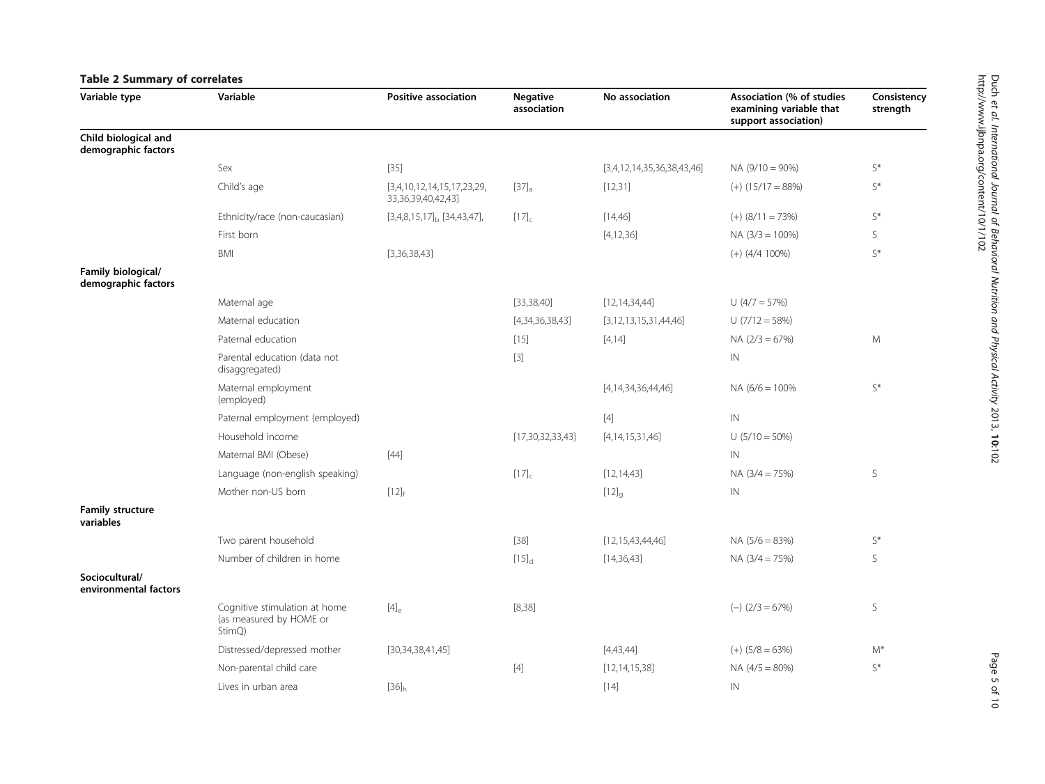**Table 2 Summary of correlates**

| Variable type | Variable | Positive association | Negative association | No association | Association (% of studies examining variable that support association) | Consistency strength |
|---|---|---|---|---|---|---|
| **Child biological and demographic factors** | | | | | | |
| | Sex | [35] | | [3,4,12,14,35,36,38,43,46] | NA (9/10 = 90%) | S* |
| | Child's age | [3,4,10,12,14,15,17,23,29, 33,36,39,40,42,43] | [37]$_a$ | [12,31] | (+) (15/17 = 88%) | S* |
| | Ethnicity/race (non-caucasian) | [3,4,8,15,17]$_b$ [34,43,47], | [17]$_c$ | [14,46] | (+) (8/11 = 73%) | S* |
| | First born | | | [4,12,36] | NA (3/3 = 100%) | S |
| | BMI | [3,36,38,43] | | | (+) (4/4 100%) | S* |
| **Family biological/ demographic factors** | | | | | | |
| | Maternal age | | [33,38,40] | [12,14,34,44] | U (4/7 = 57%) | |
| | Maternal education | | [4,34,36,38,43] | [3,12,13,15,31,44,46] | U (7/12 = 58%) | |
| | Paternal education | | [15] | [4,14] | NA (2/3 = 67%) | M |
| | Parental education (data not disaggregated) | | [3] | | IN | |
| | Maternal employment (employed) | | | [4,14,34,36,44,46] | NA (6/6 = 100% | S* |
| | Paternal employment (employed) | | | [4] | IN | |
| | Household income | | [17,30,32,33,43] | [4,14,15,31,46] | U (5/10 = 50%) | |
| | Maternal BMI (Obese) | [44] | | | IN | |
| | Language (non-english speaking) | | [17]$_c$ | [12,14,43] | NA (3/4 = 75%) | S |
| | Mother non-US born | [12]$_f$ | | [12]$_g$ | IN | |
| **Family structure variables** | | | | | | |
| | Two parent household | | [38] | [12,15,43,44,46] | NA (5/6 = 83%) | S* |
| | Number of children in home | | [15]$_d$ | [14,36,43] | NA (3/4 = 75%) | S |
| **Sociocultural/ environmental factors** | | | | | | |
| | Cognitive stimulation at home (as measured by HOME or StimQ) | [4]$_e$ | [8,38] | | (−) (2/3 = 67%) | S |
| | Distressed/depressed mother | [30,34,38,41,45] | | [4,43,44] | (+) (5/8 = 63%) | M* |
| | Non-parental child care | | [4] | [12,14,15,38] | NA (4/5 = 80%) | S* |
| | Lives in urban area | [36]$_h$ | | [14] | IN | |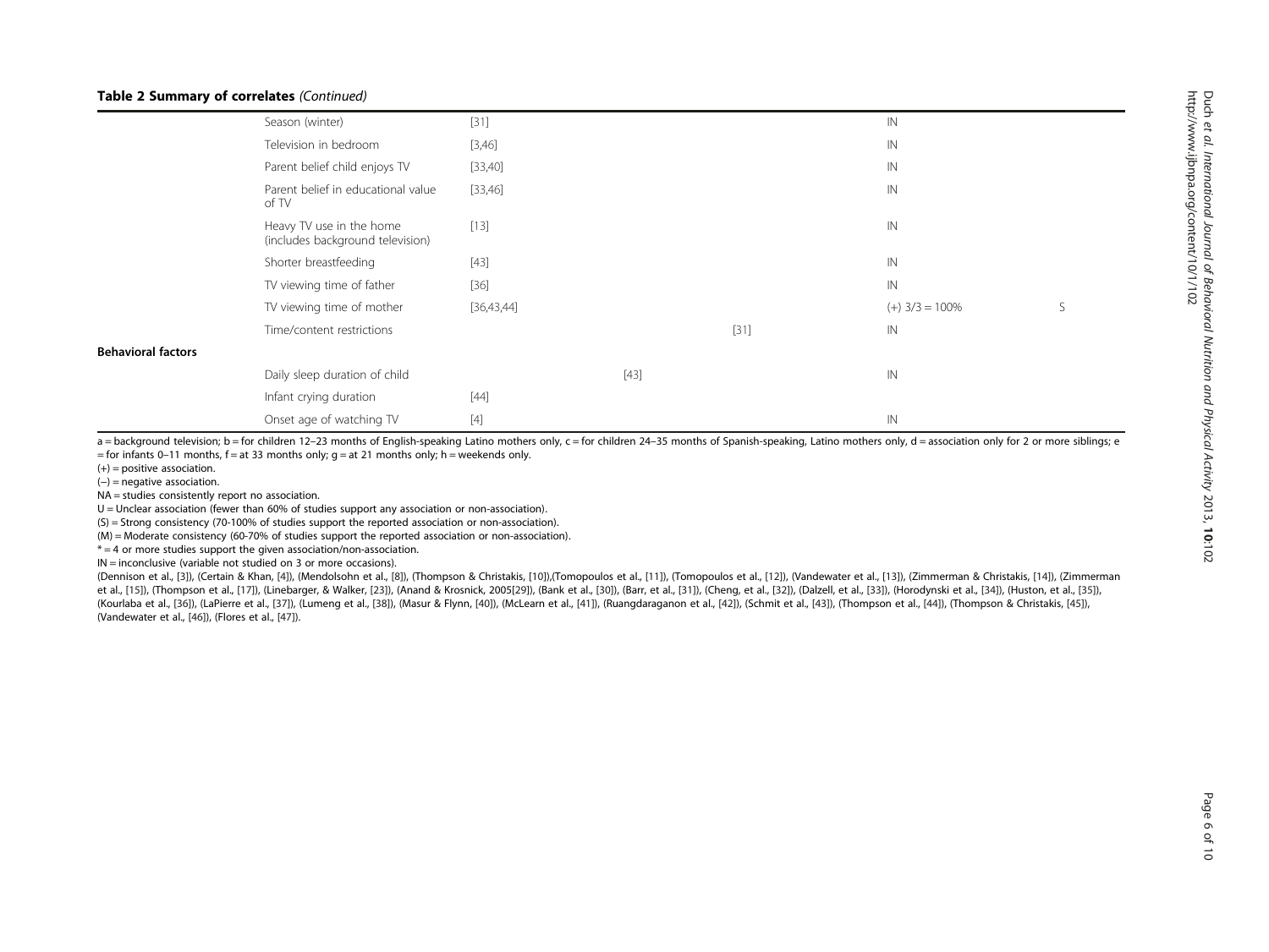**Table 2 Summary of correlates** *(Continued)*

| | | | | | | |
|---|---|---|---|---|---|---|
| | Season (winter) | [31] | | | IN | |
| | Television in bedroom | [3,46] | | | IN | |
| | Parent belief child enjoys TV | [33,40] | | | IN | |
| | Parent belief in educational value of TV | [33,46] | | | IN | |
| | Heavy TV use in the home (includes background television) | [13] | | | IN | |
| | Shorter breastfeeding | [43] | | | IN | |
| | TV viewing time of father | [36] | | | IN | |
| | TV viewing time of mother | [36,43,44] | | | (+) 3/3 = 100% | S |
| | Time/content restrictions | | | [31] | IN | |
| **Behavioral factors** | | | | | | |
| | Daily sleep duration of child | | [43] | | IN | |
| | Infant crying duration | [44] | | | | |
| | Onset age of watching TV | [4] | | | IN | |

a = background television; b = for children 12–23 months of English-speaking Latino mothers only, c = for children 24–35 months of Spanish-speaking, Latino mothers only, d = association only for 2 or more siblings; e = for infants 0–11 months, f = at 33 months only; g = at 21 months only; h = weekends only.

(+) = positive association.

(–) = negative association.

NA = studies consistently report no association.

U = Unclear association (fewer than 60% of studies support any association or non-association).

(S) = Strong consistency (70-100% of studies support the reported association or non-association).

(M) = Moderate consistency (60-70% of studies support the reported association or non-association).

* = 4 or more studies support the given association/non-association.

IN = inconclusive (variable not studied on 3 or more occasions).

(Dennison et al., [3]), (Certain & Khan, [4]), (Mendolsohn et al., [8]), (Thompson & Christakis, [10]),(Tomopoulos et al., [11]), (Tomopoulos et al., [12]), (Vandewater et al., [13]), (Zimmerman & Christakis, [14]), (Zimmerman et al., [15]), (Thompson et al., [17]), (Linebarger, & Walker, [23]), (Anand & Krosnick, 2005[29]), (Bank et al., [30]), (Barr, et al., [31]), (Cheng, et al., [32]), (Dalzell, et al., [33]), (Horodynski et al., [34]), (Huston, et al., [35]), (Kourlaba et al., [36]), (LaPierre et al., [37]), (Lumeng et al., [38]), (Masur & Flynn, [40]), (McLearn et al., [41]), (Ruangdaraganon et al., [42]), (Schmit et al., [43]), (Thompson et al., [44]), (Thompson & Christakis, [45]), (Vandewater et al., [46]), (Flores et al., [47]).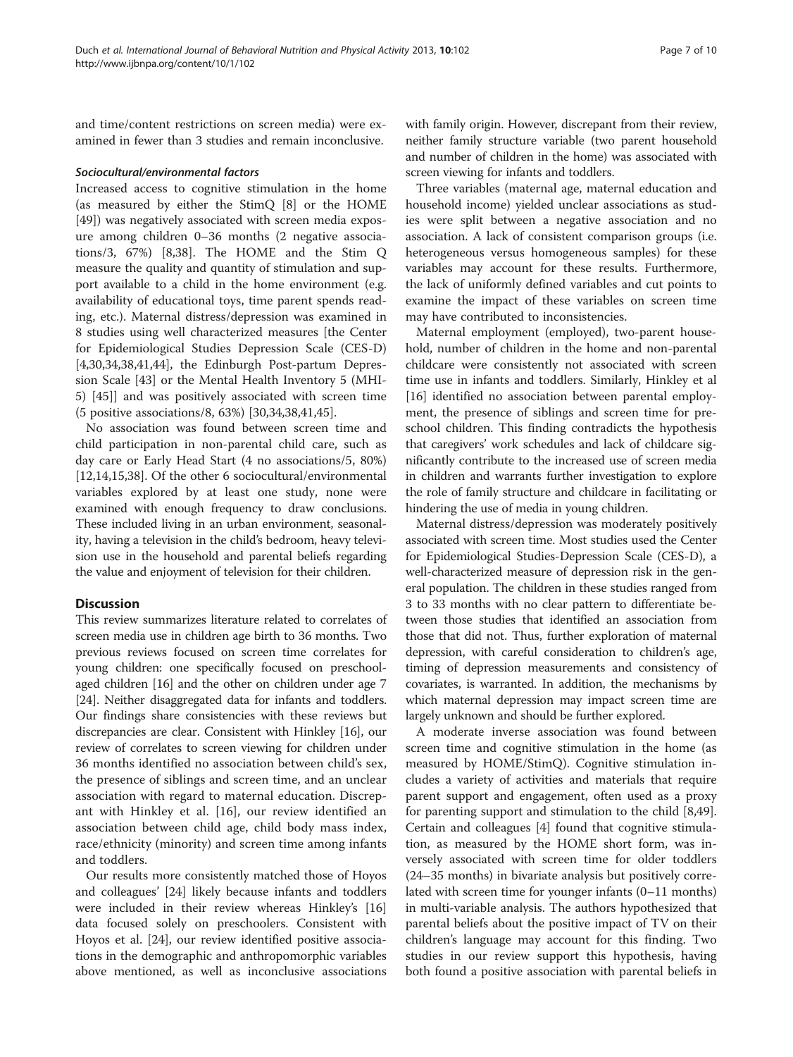and time/content restrictions on screen media) were examined in fewer than 3 studies and remain inconclusive.

#### *Sociocultural/environmental factors*

Increased access to cognitive stimulation in the home (as measured by either the StimQ [8] or the HOME [49]) was negatively associated with screen media exposure among children 0–36 months (2 negative associations/3, 67%) [8,38]. The HOME and the Stim Q measure the quality and quantity of stimulation and support available to a child in the home environment (e.g. availability of educational toys, time parent spends reading, etc.). Maternal distress/depression was examined in 8 studies using well characterized measures [the Center for Epidemiological Studies Depression Scale (CES-D) [4,30,34,38,41,44], the Edinburgh Post-partum Depression Scale [43] or the Mental Health Inventory 5 (MHI-5) [45]] and was positively associated with screen time (5 positive associations/8, 63%) [30,34,38,41,45].

No association was found between screen time and child participation in non-parental child care, such as day care or Early Head Start (4 no associations/5, 80%) [12,14,15,38]. Of the other 6 sociocultural/environmental variables explored by at least one study, none were examined with enough frequency to draw conclusions. These included living in an urban environment, seasonality, having a television in the child's bedroom, heavy television use in the household and parental beliefs regarding the value and enjoyment of television for their children.

## Discussion

This review summarizes literature related to correlates of screen media use in children age birth to 36 months. Two previous reviews focused on screen time correlates for young children: one specifically focused on preschool-aged children [16] and the other on children under age 7 [24]. Neither disaggregated data for infants and toddlers. Our findings share consistencies with these reviews but discrepancies are clear. Consistent with Hinkley [16], our review of correlates to screen viewing for children under 36 months identified no association between child's sex, the presence of siblings and screen time, and an unclear association with regard to maternal education. Discrepant with Hinkley et al. [16], our review identified an association between child age, child body mass index, race/ethnicity (minority) and screen time among infants and toddlers.

Our results more consistently matched those of Hoyos and colleagues' [24] likely because infants and toddlers were included in their review whereas Hinkley's [16] data focused solely on preschoolers. Consistent with Hoyos et al. [24], our review identified positive associations in the demographic and anthropomorphic variables above mentioned, as well as inconclusive associations with family origin. However, discrepant from their review, neither family structure variable (two parent household and number of children in the home) was associated with screen viewing for infants and toddlers.

Three variables (maternal age, maternal education and household income) yielded unclear associations as studies were split between a negative association and no association. A lack of consistent comparison groups (i.e. heterogeneous versus homogeneous samples) for these variables may account for these results. Furthermore, the lack of uniformly defined variables and cut points to examine the impact of these variables on screen time may have contributed to inconsistencies.

Maternal employment (employed), two-parent household, number of children in the home and non-parental childcare were consistently not associated with screen time use in infants and toddlers. Similarly, Hinkley et al [16] identified no association between parental employment, the presence of siblings and screen time for preschool children. This finding contradicts the hypothesis that caregivers' work schedules and lack of childcare significantly contribute to the increased use of screen media in children and warrants further investigation to explore the role of family structure and childcare in facilitating or hindering the use of media in young children.

Maternal distress/depression was moderately positively associated with screen time. Most studies used the Center for Epidemiological Studies-Depression Scale (CES-D), a well-characterized measure of depression risk in the general population. The children in these studies ranged from 3 to 33 months with no clear pattern to differentiate between those studies that identified an association from those that did not. Thus, further exploration of maternal depression, with careful consideration to children's age, timing of depression measurements and consistency of covariates, is warranted. In addition, the mechanisms by which maternal depression may impact screen time are largely unknown and should be further explored.

A moderate inverse association was found between screen time and cognitive stimulation in the home (as measured by HOME/StimQ). Cognitive stimulation includes a variety of activities and materials that require parent support and engagement, often used as a proxy for parenting support and stimulation to the child [8,49]. Certain and colleagues [4] found that cognitive stimulation, as measured by the HOME short form, was inversely associated with screen time for older toddlers (24–35 months) in bivariate analysis but positively correlated with screen time for younger infants (0–11 months) in multi-variable analysis. The authors hypothesized that parental beliefs about the positive impact of TV on their children's language may account for this finding. Two studies in our review support this hypothesis, having both found a positive association with parental beliefs in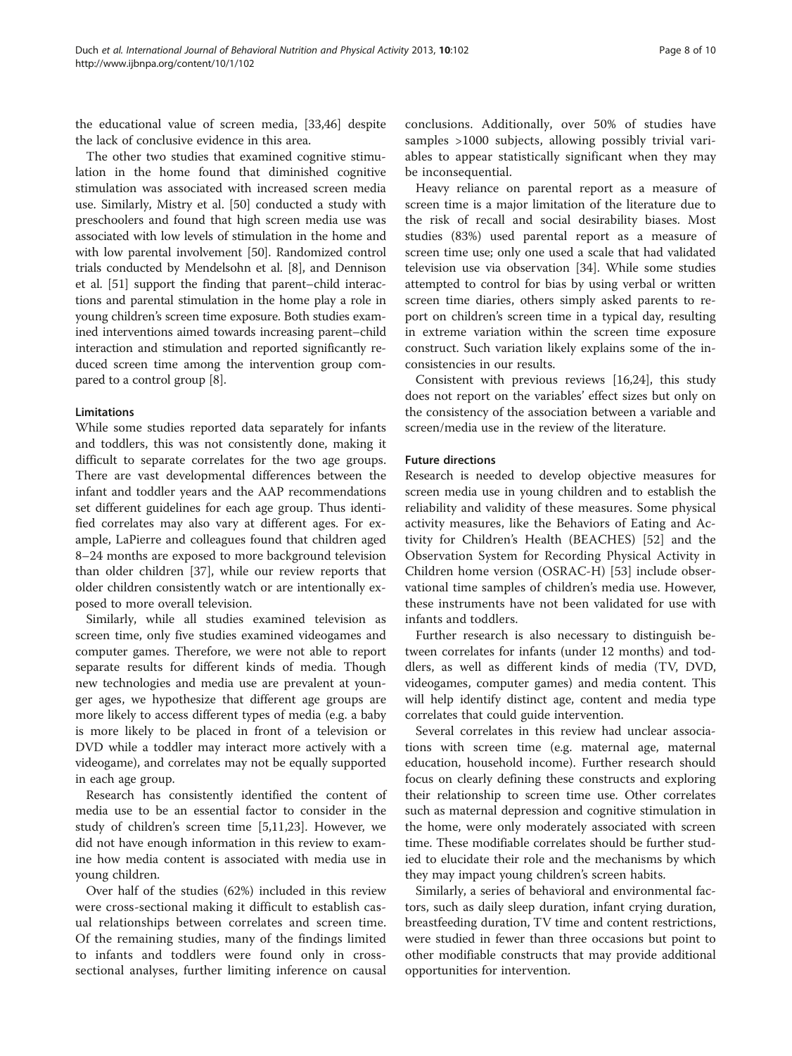the educational value of screen media, [33,46] despite the lack of conclusive evidence in this area.

The other two studies that examined cognitive stimulation in the home found that diminished cognitive stimulation was associated with increased screen media use. Similarly, Mistry et al. [50] conducted a study with preschoolers and found that high screen media use was associated with low levels of stimulation in the home and with low parental involvement [50]. Randomized control trials conducted by Mendelsohn et al. [8], and Dennison et al. [51] support the finding that parent–child interactions and parental stimulation in the home play a role in young children's screen time exposure. Both studies examined interventions aimed towards increasing parent–child interaction and stimulation and reported significantly reduced screen time among the intervention group compared to a control group [8].

### Limitations

While some studies reported data separately for infants and toddlers, this was not consistently done, making it difficult to separate correlates for the two age groups. There are vast developmental differences between the infant and toddler years and the AAP recommendations set different guidelines for each age group. Thus identified correlates may also vary at different ages. For example, LaPierre and colleagues found that children aged 8–24 months are exposed to more background television than older children [37], while our review reports that older children consistently watch or are intentionally exposed to more overall television.

Similarly, while all studies examined television as screen time, only five studies examined videogames and computer games. Therefore, we were not able to report separate results for different kinds of media. Though new technologies and media use are prevalent at younger ages, we hypothesize that different age groups are more likely to access different types of media (e.g. a baby is more likely to be placed in front of a television or DVD while a toddler may interact more actively with a videogame), and correlates may not be equally supported in each age group.

Research has consistently identified the content of media use to be an essential factor to consider in the study of children's screen time [5,11,23]. However, we did not have enough information in this review to examine how media content is associated with media use in young children.

Over half of the studies (62%) included in this review were cross-sectional making it difficult to establish casual relationships between correlates and screen time. Of the remaining studies, many of the findings limited to infants and toddlers were found only in cross-sectional analyses, further limiting inference on causal conclusions. Additionally, over 50% of studies have samples >1000 subjects, allowing possibly trivial variables to appear statistically significant when they may be inconsequential.

Heavy reliance on parental report as a measure of screen time is a major limitation of the literature due to the risk of recall and social desirability biases. Most studies (83%) used parental report as a measure of screen time use; only one used a scale that had validated television use via observation [34]. While some studies attempted to control for bias by using verbal or written screen time diaries, others simply asked parents to report on children's screen time in a typical day, resulting in extreme variation within the screen time exposure construct. Such variation likely explains some of the inconsistencies in our results.

Consistent with previous reviews [16,24], this study does not report on the variables' effect sizes but only on the consistency of the association between a variable and screen/media use in the review of the literature.

### Future directions

Research is needed to develop objective measures for screen media use in young children and to establish the reliability and validity of these measures. Some physical activity measures, like the Behaviors of Eating and Activity for Children's Health (BEACHES) [52] and the Observation System for Recording Physical Activity in Children home version (OSRAC-H) [53] include observational time samples of children's media use. However, these instruments have not been validated for use with infants and toddlers.

Further research is also necessary to distinguish between correlates for infants (under 12 months) and toddlers, as well as different kinds of media (TV, DVD, videogames, computer games) and media content. This will help identify distinct age, content and media type correlates that could guide intervention.

Several correlates in this review had unclear associations with screen time (e.g. maternal age, maternal education, household income). Further research should focus on clearly defining these constructs and exploring their relationship to screen time use. Other correlates such as maternal depression and cognitive stimulation in the home, were only moderately associated with screen time. These modifiable correlates should be further studied to elucidate their role and the mechanisms by which they may impact young children's screen habits.

Similarly, a series of behavioral and environmental factors, such as daily sleep duration, infant crying duration, breastfeeding duration, TV time and content restrictions, were studied in fewer than three occasions but point to other modifiable constructs that may provide additional opportunities for intervention.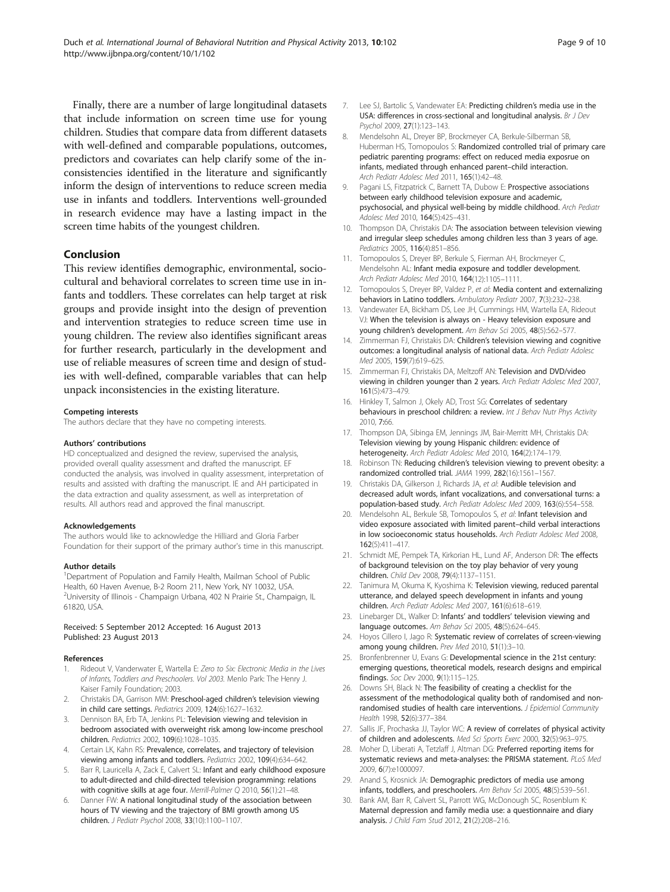Finally, there are a number of large longitudinal datasets that include information on screen time use for young children. Studies that compare data from different datasets with well-defined and comparable populations, outcomes, predictors and covariates can help clarify some of the inconsistencies identified in the literature and significantly inform the design of interventions to reduce screen media use in infants and toddlers. Interventions well-grounded in research evidence may have a lasting impact in the screen time habits of the youngest children.

## Conclusion

This review identifies demographic, environmental, sociocultural and behavioral correlates to screen time use in infants and toddlers. These correlates can help target at risk groups and provide insight into the design of prevention and intervention strategies to reduce screen time use in young children. The review also identifies significant areas for further research, particularly in the development and use of reliable measures of screen time and design of studies with well-defined, comparable variables that can help unpack inconsistencies in the existing literature.

#### Competing interests

The authors declare that they have no competing interests.

#### Authors' contributions

HD conceptualized and designed the review, supervised the analysis, provided overall quality assessment and drafted the manuscript. EF conducted the analysis, was involved in quality assessment, interpretation of results and assisted with drafting the manuscript. IE and AH participated in the data extraction and quality assessment, as well as interpretation of results. All authors read and approved the final manuscript.

#### Acknowledgements

The authors would like to acknowledge the Hilliard and Gloria Farber Foundation for their support of the primary author's time in this manuscript.

#### Author details

[1]Department of Population and Family Health, Mailman School of Public Health, 60 Haven Avenue, B-2 Room 211, New York, NY 10032, USA. [2]University of Illinois - Champaign Urbana, 402 N Prairie St., Champaign, IL 61820, USA.

Received: 5 September 2012 Accepted: 16 August 2013
Published: 23 August 2013

#### References

1. Rideout V, Vanderwater E, Wartella E: *Zero to Six: Electronic Media in the Lives of Infants, Toddlers and Preschoolers. Vol 2003.* Menlo Park: The Henry J. Kaiser Family Foundation; 2003.
2. Christakis DA, Garrison MM: **Preschool-aged children's television viewing in child care settings.** *Pediatrics* 2009, **124**(6):1627–1632.
3. Dennison BA, Erb TA, Jenkins PL: **Television viewing and television in bedroom associated with overweight risk among low-income preschool children.** *Pediatrics* 2002, **109**(6):1028–1035.
4. Certain LK, Kahn RS: **Prevalence, correlates, and trajectory of television viewing among infants and toddlers.** *Pediatrics* 2002, **109**(4):634–642.
5. Barr R, Lauricella A, Zack E, Calvert SL: **Infant and early childhood exposure to adult-directed and child-directed television programming: relations with cognitive skills at age four.** *Merrill-Palmer Q* 2010, **56**(1):21–48.
6. Danner FW: **A national longitudinal study of the association between hours of TV viewing and the trajectory of BMI growth among US children.** *J Pediatr Psychol* 2008, **33**(10):1100–1107.
7. Lee SJ, Bartolic S, Vandewater EA: **Predicting children's media use in the USA: differences in cross-sectional and longitudinal analysis.** *Br J Dev Psychol* 2009, **27**(1):123–143.
8. Mendelsohn AL, Dreyer BP, Brockmeyer CA, Berkule-Silberman SB, Huberman HS, Tomopoulos S: **Randomized controlled trial of primary care pediatric parenting programs: effect on reduced media exposrue on infants, mediated through enhanced parent–child interaction.** *Arch Pediatr Adolesc Med* 2011, **165**(1):42–48.
9. Pagani LS, Fitzpatrick C, Barnett TA, Dubow E: **Prospective associations between early childhood television exposure and academic, psychosocial, and physical well-being by middle childhood.** *Arch Pediatr Adolesc Med* 2010, **164**(5):425–431.
10. Thompson DA, Christakis DA: **The association between television viewing and irregular sleep schedules among children less than 3 years of age.** *Pediatrics* 2005, **116**(4):851–856.
11. Tomopoulos S, Dreyer BP, Berkule S, Fierman AH, Brockmeyer C, Mendelsohn AL: **Infant media exposure and toddler development.** *Arch Pediatr Adolesc Med* 2010, **164**(12):1105–1111.
12. Tomopoulos S, Dreyer BP, Valdez P, *et al*: **Media content and externalizing behaviors in Latino toddlers.** *Ambulatory Pediatr* 2007, **7**(3):232–238.
13. Vandewater EA, Bickham DS, Lee JH, Cummings HM, Wartella EA, Rideout VJ: **When the television is always on - Heavy television exposure and young children's development.** *Am Behav Sci* 2005, **48**(5):562–577.
14. Zimmerman FJ, Christakis DA: **Children's television viewing and cognitive outcomes: a longitudinal analysis of national data.** *Arch Pediatr Adolesc Med* 2005, **159**(7):619–625.
15. Zimmerman FJ, Christakis DA, Meltzoff AN: **Television and DVD/video viewing in children younger than 2 years.** *Arch Pediatr Adolesc Med* 2007, **161**(5):473–479.
16. Hinkley T, Salmon J, Okely AD, Trost SG: **Correlates of sedentary behaviours in preschool children: a review.** *Int J Behav Nutr Phys Activity* 2010, **7**:66.
17. Thompson DA, Sibinga EM, Jennings JM, Bair-Merritt MH, Christakis DA: **Television viewing by young Hispanic children: evidence of heterogeneity.** *Arch Pediatr Adolesc Med* 2010, **164**(2):174–179.
18. Robinson TN: **Reducing children's television viewing to prevent obesity: a randomized controlled trial.** *JAMA* 1999, **282**(16):1561–1567.
19. Christakis DA, Gilkerson J, Richards JA, *et al*: **Audible television and decreased adult words, infant vocalizations, and conversational turns: a population-based study.** *Arch Pediatr Adolesc Med* 2009, **163**(6):554–558.
20. Mendelsohn AL, Berkule SB, Tomopoulos S, *et al*: **Infant television and video exposure associated with limited parent–child verbal interactions in low socioeconomic status households.** *Arch Pediatr Adolesc Med* 2008, **162**(5):411–417.
21. Schmidt ME, Pempek TA, Kirkorian HL, Lund AF, Anderson DR: **The effects of background television on the toy play behavior of very young children.** *Child Dev* 2008, **79**(4):1137–1151.
22. Tanimura M, Okuma K, Kyoshima K: **Television viewing, reduced parental utterance, and delayed speech development in infants and young children.** *Arch Pediatr Adolesc Med* 2007, **161**(6):618–619.
23. Linebarger DL, Walker D: **Infants' and toddlers' television viewing and language outcomes.** *Am Behav Sci* 2005, **48**(5):624–645.
24. Hoyos Cillero I, Jago R: **Systematic review of correlates of screen-viewing among young children.** *Prev Med* 2010, **51**(1):3–10.
25. Bronfenbrenner U, Evans G: **Developmental science in the 21st century: emerging questions, theoretical models, research designs and empirical findings.** *Soc Dev* 2000, **9**(1):115–125.
26. Downs SH, Black N: **The feasibility of creating a checklist for the assessment of the methodological quality both of randomised and non-randomised studies of health care interventions.** *J Epidemiol Community Health* 1998, **52**(6):377–384.
27. Sallis JF, Prochaska JJ, Taylor WC: **A review of correlates of physical activity of children and adolescents.** *Med Sci Sports Exerc* 2000, **32**(5):963–975.
28. Moher D, Liberati A, Tetzlaff J, Altman DG: **Preferred reporting items for systematic reviews and meta-analyses: the PRISMA statement.** *PLoS Med* 2009, **6**(7):e1000097.
29. Anand S, Krosnick JA: **Demographic predictors of media use among infants, toddlers, and preschoolers.** *Am Behav Sci* 2005, **48**(5):539–561.
30. Bank AM, Barr R, Calvert SL, Parrott WG, McDonough SC, Rosenblum K: **Maternal depression and family media use: a questionnaire and diary analysis.** *J Child Fam Stud* 2012, **21**(2):208–216.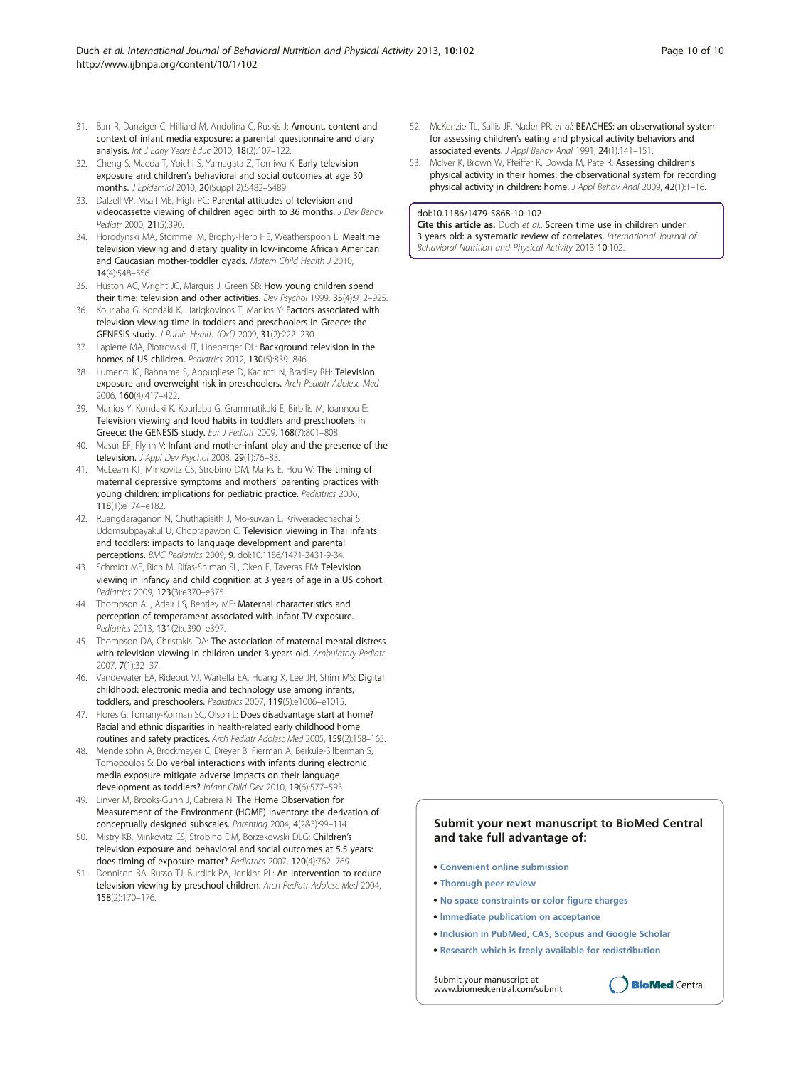31. Barr R, Danziger C, Hilliard M, Andolina C, Ruskis J: **Amount, content and context of infant media exposure: a parental questionnaire and diary analysis.** *Int J Early Years Educ* 2010, **18**(2):107–122.
32. Cheng S, Maeda T, Yoichi S, Yamagata Z, Tomiwa K: **Early television exposure and children's behavioral and social outcomes at age 30 months.** *J Epidemiol* 2010, **20**(Suppl 2):S482–S489.
33. Dalzell VP, Msall ME, High PC: **Parental attitudes of television and videocassette viewing of children aged birth to 36 months.** *J Dev Behav Pediatr* 2000, **21**(5):390.
34. Horodynski MA, Stommel M, Brophy-Herb HE, Weatherspoon L: **Mealtime television viewing and dietary quality in low-income African American and Caucasian mother-toddler dyads.** *Matern Child Health J* 2010, **14**(4):548–556.
35. Huston AC, Wright JC, Marquis J, Green SB: **How young children spend their time: television and other activities.** *Dev Psychol* 1999, **35**(4):912–925.
36. Kourlaba G, Kondaki K, Liarigkovinos T, Manios Y: **Factors associated with television viewing time in toddlers and preschoolers in Greece: the GENESIS study.** *J Public Health (Oxf)* 2009, **31**(2):222–230.
37. Lapierre MA, Piotrowski JT, Linebarger DL: **Background television in the homes of US children.** *Pediatrics* 2012, **130**(5):839–846.
38. Lumeng JC, Rahnama S, Appugliese D, Kaciroti N, Bradley RH: **Television exposure and overweight risk in preschoolers.** *Arch Pediatr Adolesc Med* 2006, **160**(4):417–422.
39. Manios Y, Kondaki K, Kourlaba G, Grammatikaki E, Birbilis M, Ioannou E: **Television viewing and food habits in toddlers and preschoolers in Greece: the GENESIS study.** *Eur J Pediatr* 2009, **168**(7):801–808.
40. Masur EF, Flynn V: **Infant and mother-infant play and the presence of the television.** *J Appl Dev Psychol* 2008, **29**(1):76–83.
41. McLearn KT, Minkovitz CS, Strobino DM, Marks E, Hou W: **The timing of maternal depressive symptoms and mothers' parenting practices with young children: implications for pediatric practice.** *Pediatrics* 2006, **118**(1):e174–e182.
42. Ruangdaraganon N, Chuthapisith J, Mo-suwan L, Kriweradechachai S, Udomsubpayakul U, Choprapawon C: **Television viewing in Thai infants and toddlers: impacts to language development and parental perceptions.** *BMC Pediatrics* 2009, **9**. doi:10.1186/1471-2431-9-34.
43. Schmidt ME, Rich M, Rifas-Shiman SL, Oken E, Taveras EM: **Television viewing in infancy and child cognition at 3 years of age in a US cohort.** *Pediatrics* 2009, **123**(3):e370–e375.
44. Thompson AL, Adair LS, Bentley ME: **Maternal characteristics and perception of temperament associated with infant TV exposure.** *Pediatrics* 2013, **131**(2):e390–e397.
45. Thompson DA, Christakis DA: **The association of maternal mental distress with television viewing in children under 3 years old.** *Ambulatory Pediatr* 2007, **7**(1):32–37.
46. Vandewater EA, Rideout VJ, Wartella EA, Huang X, Lee JH, Shim MS: **Digital childhood: electronic media and technology use among infants, toddlers, and preschoolers.** *Pediatrics* 2007, **119**(5):e1006–e1015.
47. Flores G, Tomany-Korman SC, Olson L: **Does disadvantage start at home? Racial and ethnic disparities in health-related early childhood home routines and safety practices.** *Arch Pediatr Adolesc Med* 2005, **159**(2):158–165.
48. Mendelsohn A, Brockmeyer C, Dreyer B, Fierman A, Berkule-Silberman S, Tomopoulos S: **Do verbal interactions with infants during electronic media exposure mitigate adverse impacts on their language development as toddlers?** *Infant Child Dev* 2010, **19**(6):577–593.
49. Linver M, Brooks-Gunn J, Cabrera N: **The Home Observation for Measurement of the Environment (HOME) Inventory: the derivation of conceptually designed subscales.** *Parenting* 2004, **4**(2&3):99–114.
50. Mistry KB, Minkovitz CS, Strobino DM, Borzekowski DLG: **Children's television exposure and behavioral and social outcomes at 5.5 years: does timing of exposure matter?** *Pediatrics* 2007, **120**(4):762–769.
51. Dennison BA, Russo TJ, Burdick PA, Jenkins PL: **An intervention to reduce television viewing by preschool children.** *Arch Pediatr Adolesc Med* 2004, **158**(2):170–176.
52. McKenzie TL, Sallis JF, Nader PR, *et al*: **BEACHES: an observational system for assessing children's eating and physical activity behaviors and associated events.** *J Appl Behav Anal* 1991, **24**(1):141–151.
53. McIver K, Brown W, Pfeiffer K, Dowda M, Pate R: **Assessing children's physical activity in their homes: the observational system for recording physical activity in children: home.** *J Appl Behav Anal* 2009, **42**(1):1–16.

doi:10.1186/1479-5868-10-102

**Cite this article as:** Duch *et al.*: Screen time use in children under 3 years old: a systematic review of correlates. *International Journal of Behavioral Nutrition and Physical Activity* 2013 **10**:102.

**Submit your next manuscript to BioMed Central and take full advantage of:**

- Convenient online submission
- Thorough peer review
- No space constraints or color figure charges
- Immediate publication on acceptance
- Inclusion in PubMed, CAS, Scopus and Google Scholar
- Research which is freely available for redistribution

Submit your manuscript at www.biomedcentral.com/submit

BioMed Central